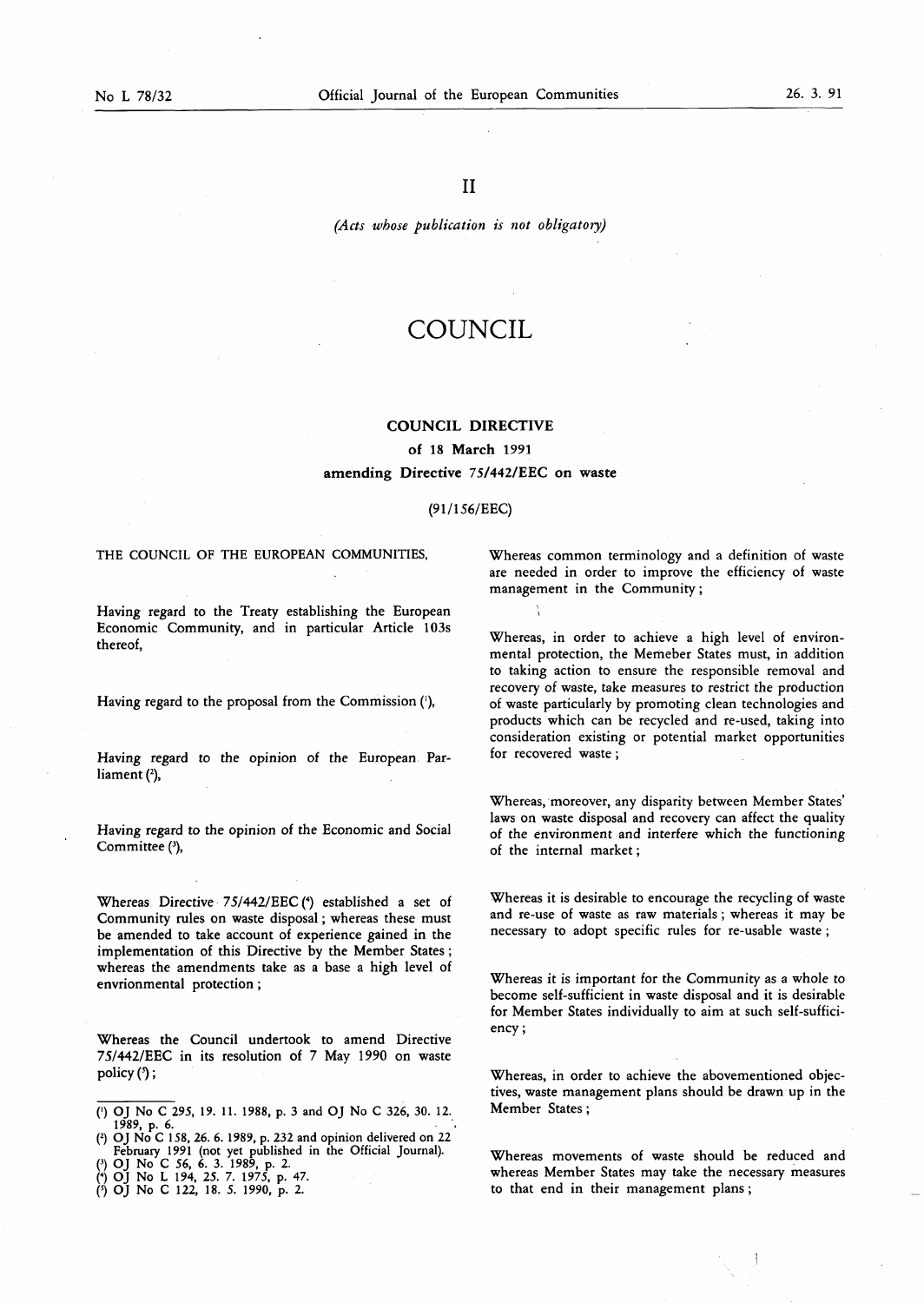II

*(Acts whose publication is not obligatory)*

# COUNCIL

## COUNCIL DIRECTIVE

**of 18 March 1991**

**amending Directive 75/442/EEC on waste**

(91/156/EEC)

THE COUNCIL OF THE EUROPEAN COMMUNITIES,

Having regard to the Treaty establishing the European Economic Community, and in particular Article 103s thereof,

Having regard to the proposal from the Commission [1],

Having regard to the opinion of the European Parliament [2],

Having regard to the opinion of the Economic and Social Committee [3],

Whereas Directive 75/442/EEC [4] established a set of Community rules on waste disposal; whereas these must be amended to take account of experience gained in the implementation of this Directive by the Member States; whereas the amendments take as a base a high level of envrionmental protection;

Whereas the Council undertook to amend Directive 75/442/EEC in its resolution of 7 May 1990 on waste policy [5];

Whereas common terminology and a definition of waste are needed in order to improve the efficiency of waste management in the Community;

Whereas, in order to achieve a high level of environmental protection, the Memeber States must, in addition to taking action to ensure the responsible removal and recovery of waste, take measures to restrict the production of waste particularly by promoting clean technologies and products which can be recycled and re-used, taking into consideration existing or potential market opportunities for recovered waste;

Whereas, moreover, any disparity between Member States' laws on waste disposal and recovery can affect the quality of the environment and interfere which the functioning of the internal market;

Whereas it is desirable to encourage the recycling of waste and re-use of waste as raw materials; whereas it may be necessary to adopt specific rules for re-usable waste;

Whereas it is important for the Community as a whole to become self-sufficient in waste disposal and it is desirable for Member States individually to aim at such self-sufficiency;

Whereas, in order to achieve the abovementioned objectives, waste management plans should be drawn up in the Member States;

Whereas movements of waste should be reduced and whereas Member States may take the necessary measures to that end in their management plans;

---

[1] OJ No C 295, 19. 11. 1988, p. 3 and OJ No C 326, 30. 12. 1989, p. 6.

[2] OJ No C 158, 26. 6. 1989, p. 232 and opinion delivered on 22 February 1991 (not yet published in the Official Journal).

[3] OJ No C 56, 6. 3. 1989, p. 2.

[4] OJ No L 194, 25. 7. 1975, p. 47.

[5] OJ No C 122, 18. 5. 1990, p. 2.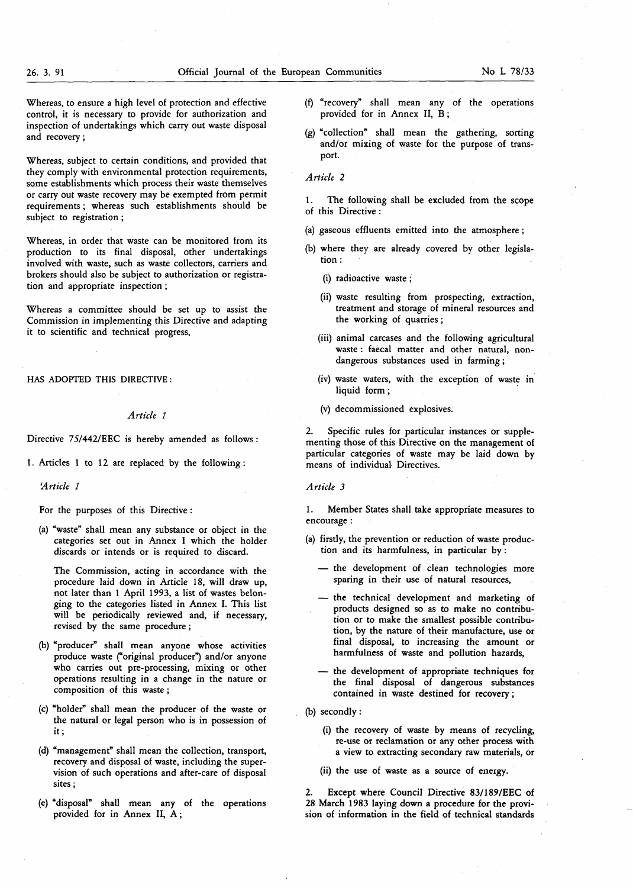Whereas, to ensure a high level of protection and effective control, it is necessary to provide for authorization and inspection of undertakings which carry out waste disposal and recovery;

Whereas, subject to certain conditions, and provided that they comply with environmental protection requirements, some establishments which process their waste themselves or carry out waste recovery may be exempted from permit requirements; whereas such establishments should be subject to registration;

Whereas, in order that waste can be monitored from its production to its final disposal, other undertakings involved with waste, such as waste collectors, carriers and brokers should also be subject to authorization or registration and appropriate inspection;

Whereas a committee should be set up to assist the Commission in implementing this Directive and adapting it to scientific and technical progress,

HAS ADOPTED THIS DIRECTIVE:

*Article 1*

Directive 75/442/EEC is hereby amended as follows:

1. Articles 1 to 12 are replaced by the following:

'*Article 1*

For the purposes of this Directive:

(a) "waste" shall mean any substance or object in the categories set out in Annex I which the holder discards or intends or is required to discard.

The Commission, acting in accordance with the procedure laid down in Article 18, will draw up, not later than 1 April 1993, a list of wastes belonging to the categories listed in Annex I. This list will be periodically reviewed and, if necessary, revised by the same procedure;

(b) "producer" shall mean anyone whose activities produce waste ("original producer") and/or anyone who carries out pre-processing, mixing or other operations resulting in a change in the nature or composition of this waste;

(c) "holder" shall mean the producer of the waste or the natural or legal person who is in possession of it;

(d) "management" shall mean the collection, transport, recovery and disposal of waste, including the supervision of such operations and after-care of disposal sites;

(e) "disposal" shall mean any of the operations provided for in Annex II, A;

(f) "recovery" shall mean any of the operations provided for in Annex II, B;

(g) "collection" shall mean the gathering, sorting and/or mixing of waste for the purpose of transport.

*Article 2*

1. The following shall be excluded from the scope of this Directive:

(a) gaseous effluents emitted into the atmosphere;

(b) where they are already covered by other legislation:

   (i) radioactive waste;

   (ii) waste resulting from prospecting, extraction, treatment and storage of mineral resources and the working of quarries;

   (iii) animal carcases and the following agricultural waste: faecal matter and other natural, non-dangerous substances used in farming;

   (iv) waste waters, with the exception of waste in liquid form;

   (v) decommissioned explosives.

2. Specific rules for particular instances or supplementing those of this Directive on the management of particular categories of waste may be laid down by means of individual Directives.

*Article 3*

1. Member States shall take appropriate measures to encourage:

(a) firstly, the prevention or reduction of waste production and its harmfulness, in particular by:

   — the development of clean technologies more sparing in their use of natural resources,

   — the technical development and marketing of products designed so as to make no contribution or to make the smallest possible contribution, by the nature of their manufacture, use or final disposal, to increasing the amount or harmfulness of waste and pollution hazards,

   — the development of appropriate techniques for the final disposal of dangerous substances contained in waste destined for recovery;

(b) secondly:

   (i) the recovery of waste by means of recycling, re-use or reclamation or any other process with a view to extracting secondary raw materials, or

   (ii) the use of waste as a source of energy.

2. Except where Council Directive 83/189/EEC of 28 March 1983 laying down a procedure for the provision of information in the field of technical standards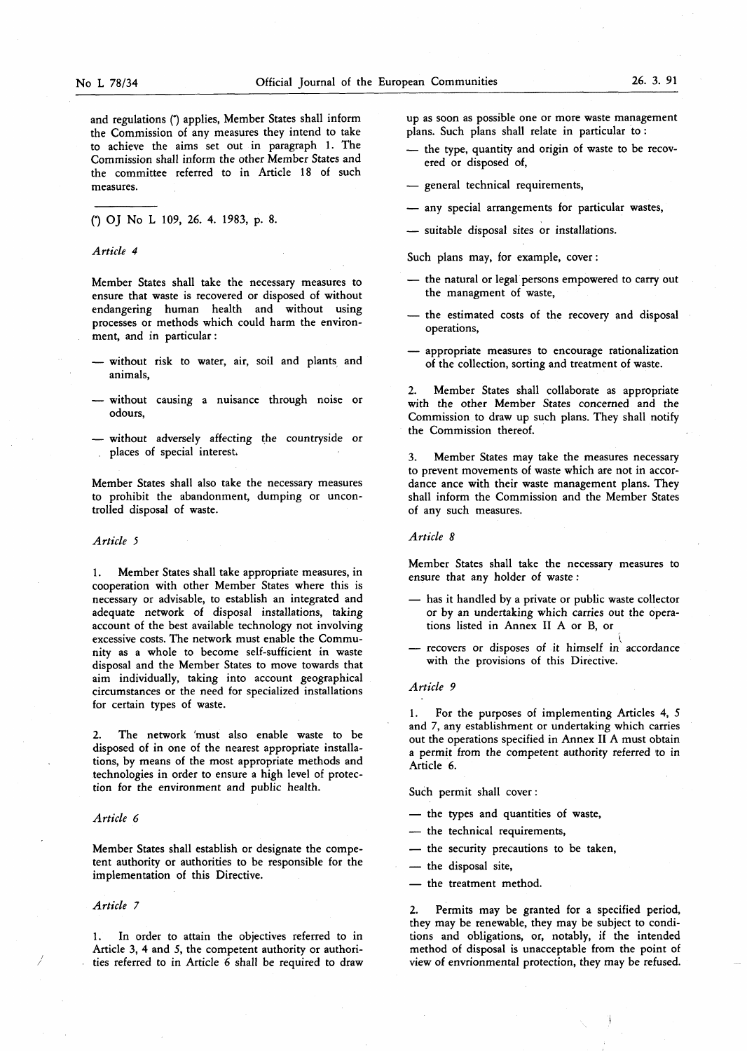and regulations (*) applies, Member States shall inform the Commission of any measures they intend to take to achieve the aims set out in paragraph 1. The Commission shall inform the other Member States and the committee referred to in Article 18 of such measures.

(*) OJ No L 109, 26. 4. 1983, p. 8.

*Article 4*

Member States shall take the necessary measures to ensure that waste is recovered or disposed of without endangering human health and without using processes or methods which could harm the environment, and in particular:

— without risk to water, air, soil and plants and animals,

— without causing a nuisance through noise or odours,

— without adversely affecting the countryside or places of special interest.

Member States shall also take the necessary measures to prohibit the abandonment, dumping or uncontrolled disposal of waste.

*Article 5*

1. Member States shall take appropriate measures, in cooperation with other Member States where this is necessary or advisable, to establish an integrated and adequate network of disposal installations, taking account of the best available technology not involving excessive costs. The network must enable the Community as a whole to become self-sufficient in waste disposal and the Member States to move towards that aim individually, taking into account geographical circumstances or the need for specialized installations for certain types of waste.

2. The network must also enable waste to be disposed of in one of the nearest appropriate installations, by means of the most appropriate methods and technologies in order to ensure a high level of protection for the environment and public health.

*Article 6*

Member States shall establish or designate the competent authority or authorities to be responsible for the implementation of this Directive.

*Article 7*

1. In order to attain the objectives referred to in Article 3, 4 and 5, the competent authority or authorities referred to in Article 6 shall be required to draw up as soon as possible one or more waste management plans. Such plans shall relate in particular to:

— the type, quantity and origin of waste to be recovered or disposed of,

— general technical requirements,

— any special arrangements for particular wastes,

— suitable disposal sites or installations.

Such plans may, for example, cover:

— the natural or legal persons empowered to carry out the managment of waste,

— the estimated costs of the recovery and disposal operations,

— appropriate measures to encourage rationalization of the collection, sorting and treatment of waste.

2. Member States shall collaborate as appropriate with the other Member States concerned and the Commission to draw up such plans. They shall notify the Commission thereof.

3. Member States may take the measures necessary to prevent movements of waste which are not in accordance ance with their waste management plans. They shall inform the Commission and the Member States of any such measures.

*Article 8*

Member States shall take the necessary measures to ensure that any holder of waste:

— has it handled by a private or public waste collector or by an undertaking which carries out the operations listed in Annex II A or B, or

— recovers or disposes of it himself in accordance with the provisions of this Directive.

*Article 9*

1. For the purposes of implementing Articles 4, 5 and 7, any establishment or undertaking which carries out the operations specified in Annex II A must obtain a permit from the competent authority referred to in Article 6.

Such permit shall cover:

— the types and quantities of waste,

— the technical requirements,

— the security precautions to be taken,

— the disposal site,

— the treatment method.

2. Permits may be granted for a specified period, they may be renewable, they may be subject to conditions and obligations, or, notably, if the intended method of disposal is unacceptable from the point of view of envrionmental protection, they may be refused.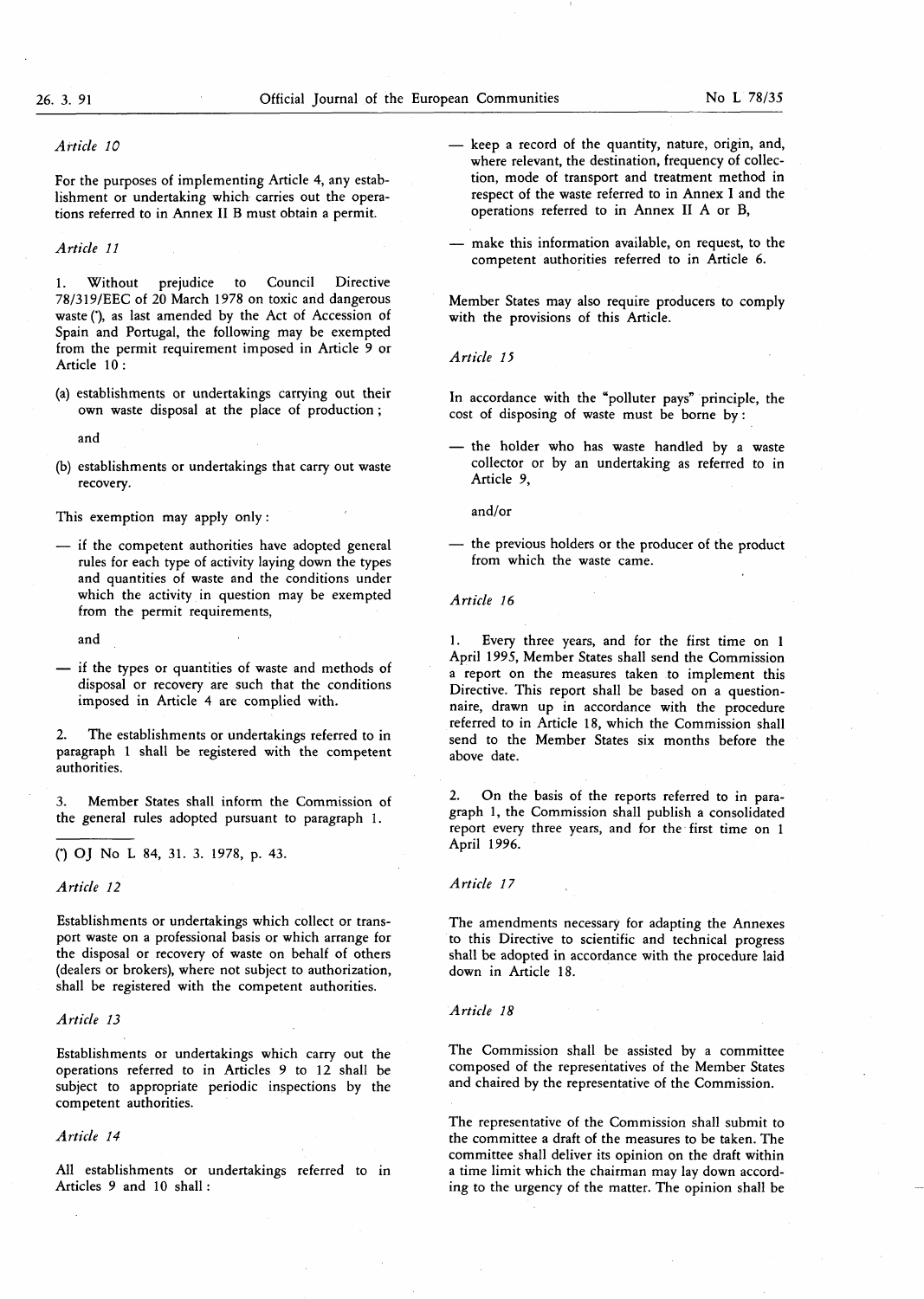*Article 10*

For the purposes of implementing Article 4, any establishment or undertaking which carries out the operations referred to in Annex II B must obtain a permit.

*Article 11*

1. Without prejudice to Council Directive 78/319/EEC of 20 March 1978 on toxic and dangerous waste (¹), as last amended by the Act of Accession of Spain and Portugal, the following may be exempted from the permit requirement imposed in Article 9 or Article 10:

(a) establishments or undertakings carrying out their own waste disposal at the place of production;

and

(b) establishments or undertakings that carry out waste recovery.

This exemption may apply only:

— if the competent authorities have adopted general rules for each type of activity laying down the types and quantities of waste and the conditions under which the activity in question may be exempted from the permit requirements,

and

— if the types or quantities of waste and methods of disposal or recovery are such that the conditions imposed in Article 4 are complied with.

2. The establishments or undertakings referred to in paragraph 1 shall be registered with the competent authorities.

3. Member States shall inform the Commission of the general rules adopted pursuant to paragraph 1.

(¹) OJ No L 84, 31. 3. 1978, p. 43.

*Article 12*

Establishments or undertakings which collect or transport waste on a professional basis or which arrange for the disposal or recovery of waste on behalf of others (dealers or brokers), where not subject to authorization, shall be registered with the competent authorities.

*Article 13*

Establishments or undertakings which carry out the operations referred to in Articles 9 to 12 shall be subject to appropriate periodic inspections by the competent authorities.

*Article 14*

All establishments or undertakings referred to in Articles 9 and 10 shall:

— keep a record of the quantity, nature, origin, and, where relevant, the destination, frequency of collection, mode of transport and treatment method in respect of the waste referred to in Annex I and the operations referred to in Annex II A or B,

— make this information available, on request, to the competent authorities referred to in Article 6.

Member States may also require producers to comply with the provisions of this Article.

*Article 15*

In accordance with the "polluter pays" principle, the cost of disposing of waste must be borne by:

— the holder who has waste handled by a waste collector or by an undertaking as referred to in Article 9,

and/or

— the previous holders or the producer of the product from which the waste came.

*Article 16*

1. Every three years, and for the first time on 1 April 1995, Member States shall send the Commission a report on the measures taken to implement this Directive. This report shall be based on a questionnaire, drawn up in accordance with the procedure referred to in Article 18, which the Commission shall send to the Member States six months before the above date.

2. On the basis of the reports referred to in paragraph 1, the Commission shall publish a consolidated report every three years, and for the first time on 1 April 1996.

*Article 17*

The amendments necessary for adapting the Annexes to this Directive to scientific and technical progress shall be adopted in accordance with the procedure laid down in Article 18.

*Article 18*

The Commission shall be assisted by a committee composed of the representatives of the Member States and chaired by the representative of the Commission.

The representative of the Commission shall submit to the committee a draft of the measures to be taken. The committee shall deliver its opinion on the draft within a time limit which the chairman may lay down according to the urgency of the matter. The opinion shall be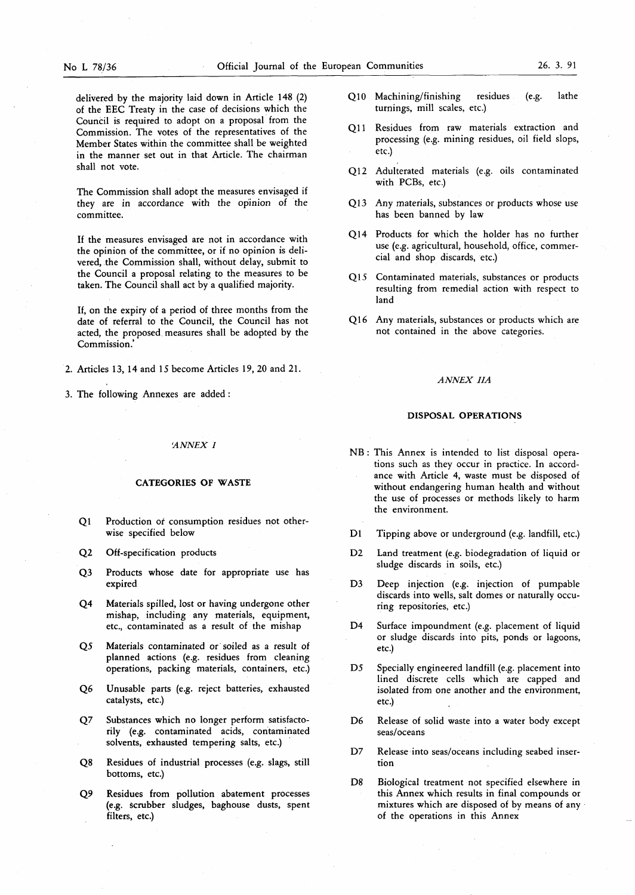delivered by the majority laid down in Article 148 (2) of the EEC Treaty in the case of decisions which the Council is required to adopt on a proposal from the Commission. The votes of the representatives of the Member States within the committee shall be weighted in the manner set out in that Article. The chairman shall not vote.

The Commission shall adopt the measures envisaged if they are in accordance with the opinion of the committee.

If the measures envisaged are not in accordance with the opinion of the committee, or if no opinion is delivered, the Commission shall, without delay, submit to the Council a proposal relating to the measures to be taken. The Council shall act by a qualified majority.

If, on the expiry of a period of three months from the date of referral to the Council, the Council has not acted, the proposed measures shall be adopted by the Commission.'

2. Articles 13, 14 and 15 become Articles 19, 20 and 21.

3. The following Annexes are added:

*'ANNEX I*

**CATEGORIES OF WASTE**

Q1 Production or consumption residues not otherwise specified below

Q2 Off-specification products

Q3 Products whose date for appropriate use has expired

Q4 Materials spilled, lost or having undergone other mishap, including any materials, equipment, etc., contaminated as a result of the mishap

Q5 Materials contaminated or soiled as a result of planned actions (e.g. residues from cleaning operations, packing materials, containers, etc.)

Q6 Unusable parts (e.g. reject batteries, exhausted catalysts, etc.)

Q7 Substances which no longer perform satisfactorily (e.g. contaminated acids, contaminated solvents, exhausted tempering salts, etc.)

Q8 Residues of industrial processes (e.g. slags, still bottoms, etc.)

Q9 Residues from pollution abatement processes (e.g. scrubber sludges, baghouse dusts, spent filters, etc.)

Q10 Machining/finishing residues (e.g. lathe turnings, mill scales, etc.)

Q11 Residues from raw materials extraction and processing (e.g. mining residues, oil field slops, etc.)

Q12 Adulterated materials (e.g. oils contaminated with PCBs, etc.)

Q13 Any materials, substances or products whose use has been banned by law

Q14 Products for which the holder has no further use (e.g. agricultural, household, office, commercial and shop discards, etc.)

Q15 Contaminated materials, substances or products resulting from remedial action with respect to land

Q16 Any materials, substances or products which are not contained in the above categories.

*ANNEX IIA*

**DISPOSAL OPERATIONS**

NB: This Annex is intended to list disposal operations such as they occur in practice. In accordance with Article 4, waste must be disposed of without endangering human health and without the use of processes or methods likely to harm the environment.

D1 Tipping above or underground (e.g. landfill, etc.)

D2 Land treatment (e.g. biodegradation of liquid or sludge discards in soils, etc.)

D3 Deep injection (e.g. injection of pumpable discards into wells, salt domes or naturally occuring repositories, etc.)

D4 Surface impoundment (e.g. placement of liquid or sludge discards into pits, ponds or lagoons, etc.)

D5 Specially engineered landfill (e.g. placement into lined discrete cells which are capped and isolated from one another and the environment, etc.)

D6 Release of solid waste into a water body except seas/oceans

D7 Release into seas/oceans including seabed insertion

D8 Biological treatment not specified elsewhere in this Annex which results in final compounds or mixtures which are disposed of by means of any of the operations in this Annex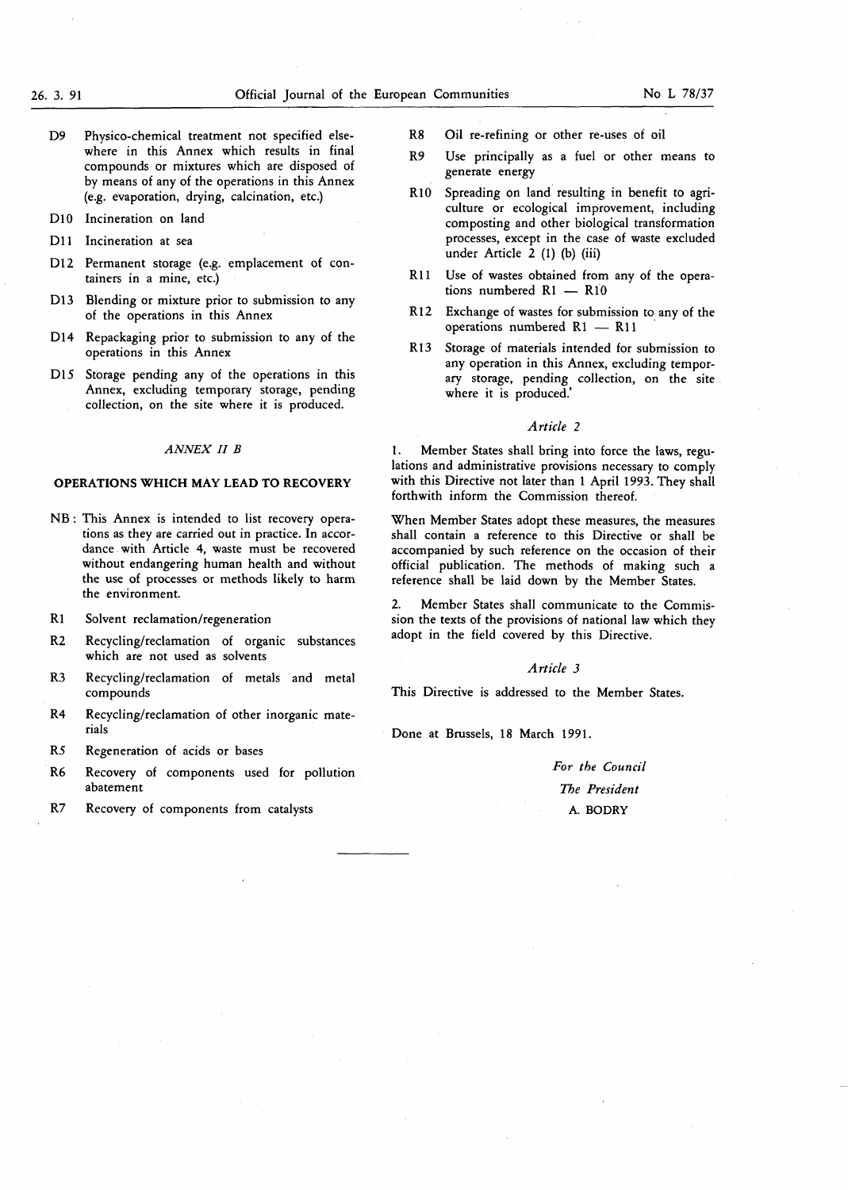D9 Physico-chemical treatment not specified elsewhere in this Annex which results in final compounds or mixtures which are disposed of by means of any of the operations in this Annex (e.g. evaporation, drying, calcination, etc.)

D10 Incineration on land

D11 Incineration at sea

D12 Permanent storage (e.g. emplacement of containers in a mine, etc.)

D13 Blending or mixture prior to submission to any of the operations in this Annex

D14 Repackaging prior to submission to any of the operations in this Annex

D15 Storage pending any of the operations in this Annex, excluding temporary storage, pending collection, on the site where it is produced.

*ANNEX II B*

**OPERATIONS WHICH MAY LEAD TO RECOVERY**

NB: This Annex is intended to list recovery operations as they are carried out in practice. In accordance with Article 4, waste must be recovered without endangering human health and without the use of processes or methods likely to harm the environment.

R1 Solvent reclamation/regeneration

R2 Recycling/reclamation of organic substances which are not used as solvents

R3 Recycling/reclamation of metals and metal compounds

R4 Recycling/reclamation of other inorganic materials

R5 Regeneration of acids or bases

R6 Recovery of components used for pollution abatement

R7 Recovery of components from catalysts

R8 Oil re-refining or other re-uses of oil

R9 Use principally as a fuel or other means to generate energy

R10 Spreading on land resulting in benefit to agriculture or ecological improvement, including composting and other biological transformation processes, except in the case of waste excluded under Article 2 (1) (b) (iii)

R11 Use of wastes obtained from any of the operations numbered R1 — R10

R12 Exchange of wastes for submission to any of the operations numbered R1 — R11

R13 Storage of materials intended for submission to any operation in this Annex, excluding temporary storage, pending collection, on the site where it is produced.'

*Article 2*

1. Member States shall bring into force the laws, regulations and administrative provisions necessary to comply with this Directive not later than 1 April 1993. They shall forthwith inform the Commission thereof.

When Member States adopt these measures, the measures shall contain a reference to this Directive or shall be accompanied by such reference on the occasion of their official publication. The methods of making such a reference shall be laid down by the Member States.

2. Member States shall communicate to the Commission the texts of the provisions of national law which they adopt in the field covered by this Directive.

*Article 3*

This Directive is addressed to the Member States.

Done at Brussels, 18 March 1991.

*For the Council*

*The President*

A. BODRY